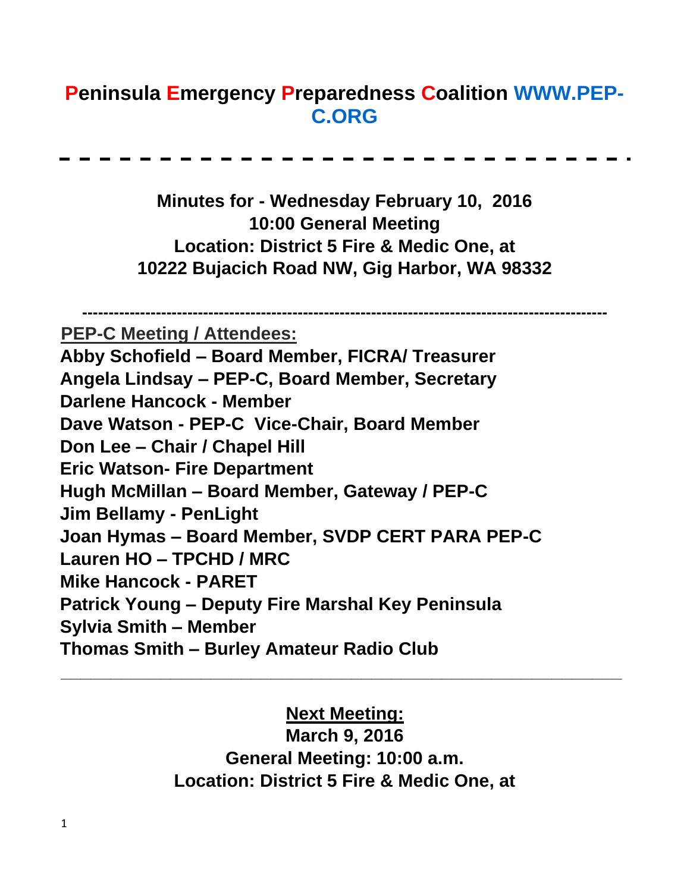# Peninsula Emergency Preparedness Coalition WWW.PEP-C.ORG

---

**Minutes for - Wednesday February 10, 2016**
**10:00 General Meeting**
**Location: District 5 Fire & Medic One, at**
**10222 Bujacich Road NW, Gig Harbor, WA 98332**

---

**PEP-C Meeting / Attendees:**

**Abby Schofield – Board Member, FICRA/ Treasurer**
**Angela Lindsay – PEP-C, Board Member, Secretary**
**Darlene Hancock - Member**
**Dave Watson - PEP-C Vice-Chair, Board Member**
**Don Lee – Chair / Chapel Hill**
**Eric Watson- Fire Department**
**Hugh McMillan – Board Member, Gateway / PEP-C**
**Jim Bellamy - PenLight**
**Joan Hymas – Board Member, SVDP CERT PARA PEP-C**
**Lauren HO – TPCHD / MRC**
**Mike Hancock - PARET**
**Patrick Young – Deputy Fire Marshal Key Peninsula**
**Sylvia Smith – Member**
**Thomas Smith – Burley Amateur Radio Club**

---

**Next Meeting:**
**March 9, 2016**
**General Meeting: 10:00 a.m.**
**Location: District 5 Fire & Medic One, at**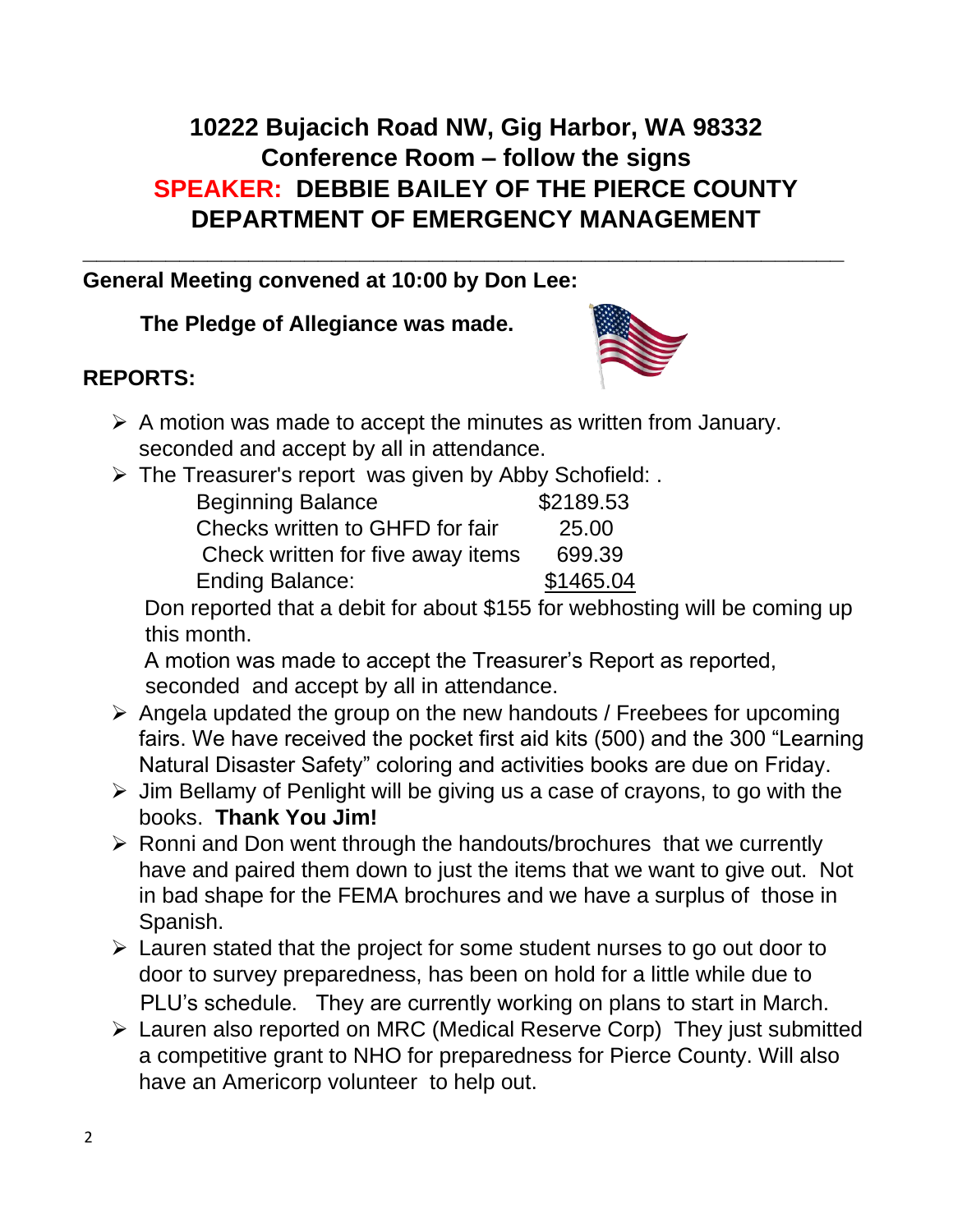**10222 Bujacich Road NW, Gig Harbor, WA 98332**
**Conference Room – follow the signs**
**SPEAKER: DEBBIE BAILEY OF THE PIERCE COUNTY DEPARTMENT OF EMERGENCY MANAGEMENT**

---

**General Meeting convened at 10:00 by Don Lee:**

**The Pledge of Allegiance was made.**

**REPORTS:**

- A motion was made to accept the minutes as written from January. seconded and accept by all in attendance.
- The Treasurer's report was given by Abby Schofield: .

| | |
|---|---|
| Beginning Balance | $2189.53 |
| Checks written to GHFD for fair | 25.00 |
| Check written for five away items | 699.39 |
| Ending Balance: | $1465.04 |

  Don reported that a debit for about $155 for webhosting will be coming up this month.

  A motion was made to accept the Treasurer's Report as reported, seconded and accept by all in attendance.

- Angela updated the group on the new handouts / Freebees for upcoming fairs. We have received the pocket first aid kits (500) and the 300 "Learning Natural Disaster Safety" coloring and activities books are due on Friday.
- Jim Bellamy of Penlight will be giving us a case of crayons, to go with the books. **Thank You Jim!**
- Ronni and Don went through the handouts/brochures that we currently have and paired them down to just the items that we want to give out. Not in bad shape for the FEMA brochures and we have a surplus of those in Spanish.
- Lauren stated that the project for some student nurses to go out door to door to survey preparedness, has been on hold for a little while due to PLU's schedule. They are currently working on plans to start in March.
- Lauren also reported on MRC (Medical Reserve Corp) They just submitted a competitive grant to NHO for preparedness for Pierce County. Will also have an Americorp volunteer to help out.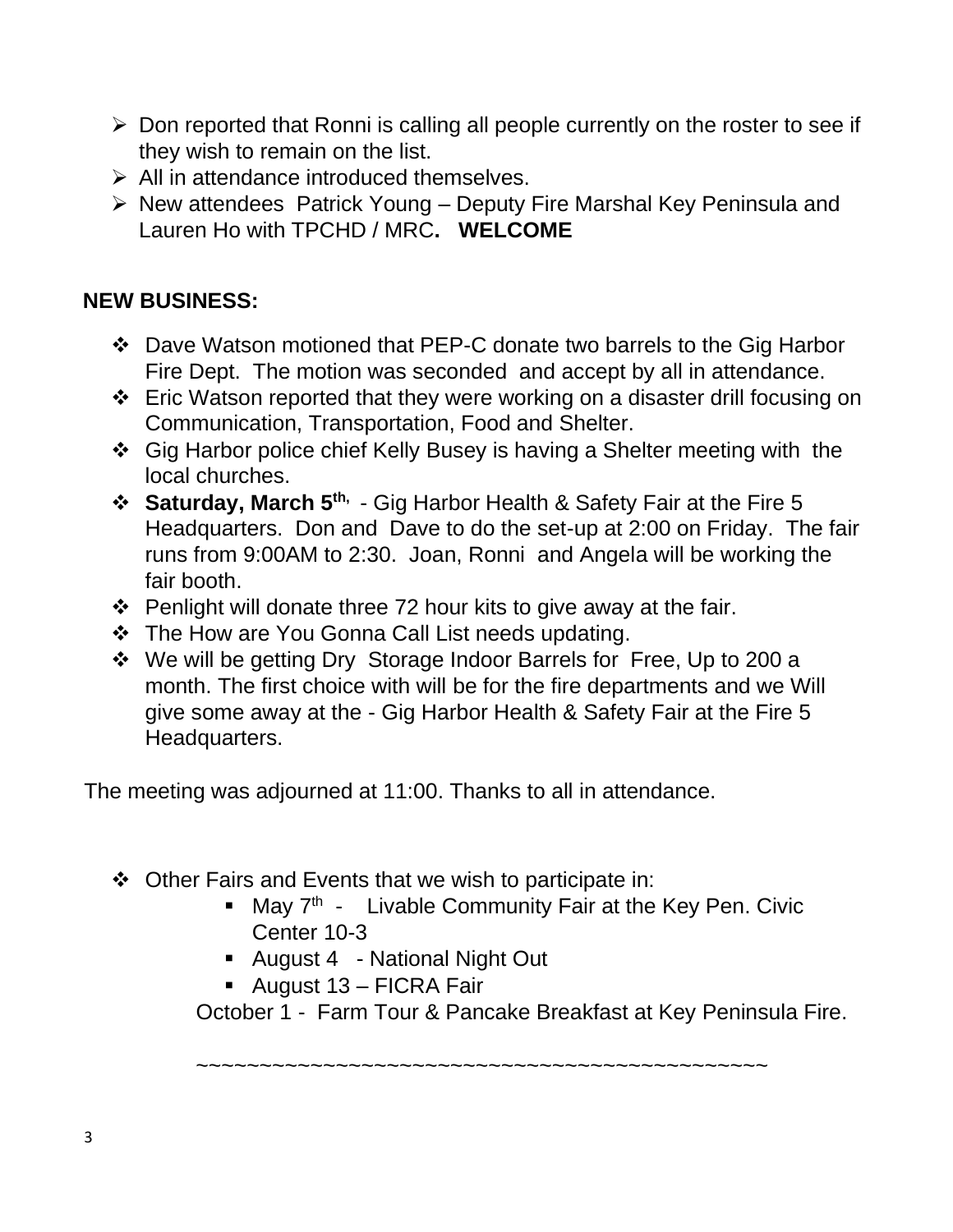- Don reported that Ronni is calling all people currently on the roster to see if they wish to remain on the list.
- All in attendance introduced themselves.
- New attendees Patrick Young – Deputy Fire Marshal Key Peninsula and Lauren Ho with TPCHD / MRC**. WELCOME**

## NEW BUSINESS:

- Dave Watson motioned that PEP-C donate two barrels to the Gig Harbor Fire Dept. The motion was seconded and accept by all in attendance.
- Eric Watson reported that they were working on a disaster drill focusing on Communication, Transportation, Food and Shelter.
- Gig Harbor police chief Kelly Busey is having a Shelter meeting with the local churches.
- **Saturday, March 5th,** - Gig Harbor Health & Safety Fair at the Fire 5 Headquarters. Don and Dave to do the set-up at 2:00 on Friday. The fair runs from 9:00AM to 2:30. Joan, Ronni and Angela will be working the fair booth.
- Penlight will donate three 72 hour kits to give away at the fair.
- The How are You Gonna Call List needs updating.
- We will be getting Dry Storage Indoor Barrels for Free, Up to 200 a month. The first choice with will be for the fire departments and we Will give some away at the - Gig Harbor Health & Safety Fair at the Fire 5 Headquarters.

The meeting was adjourned at 11:00. Thanks to all in attendance.

- Other Fairs and Events that we wish to participate in:
  - May 7th - Livable Community Fair at the Key Pen. Civic Center 10-3
  - August 4 - National Night Out
  - August 13 – FICRA Fair

October 1 - Farm Tour & Pancake Breakfast at Key Peninsula Fire.

~~~~~~~~~~~~~~~~~~~~~~~~~~~~~~~~~~~~~~~~~~~~~~~~~~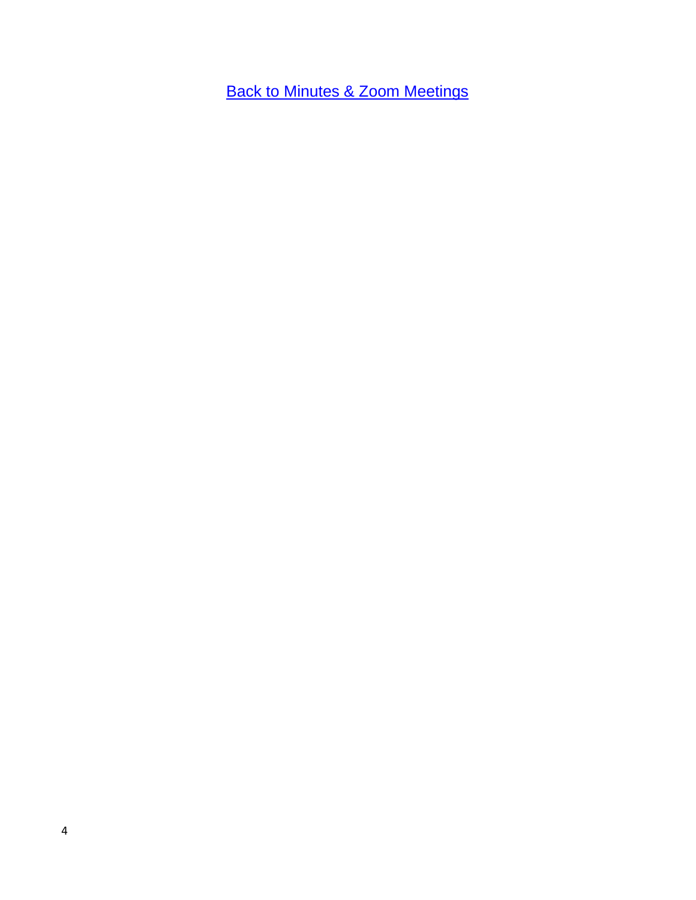[Back to Minutes & Zoom Meetings]